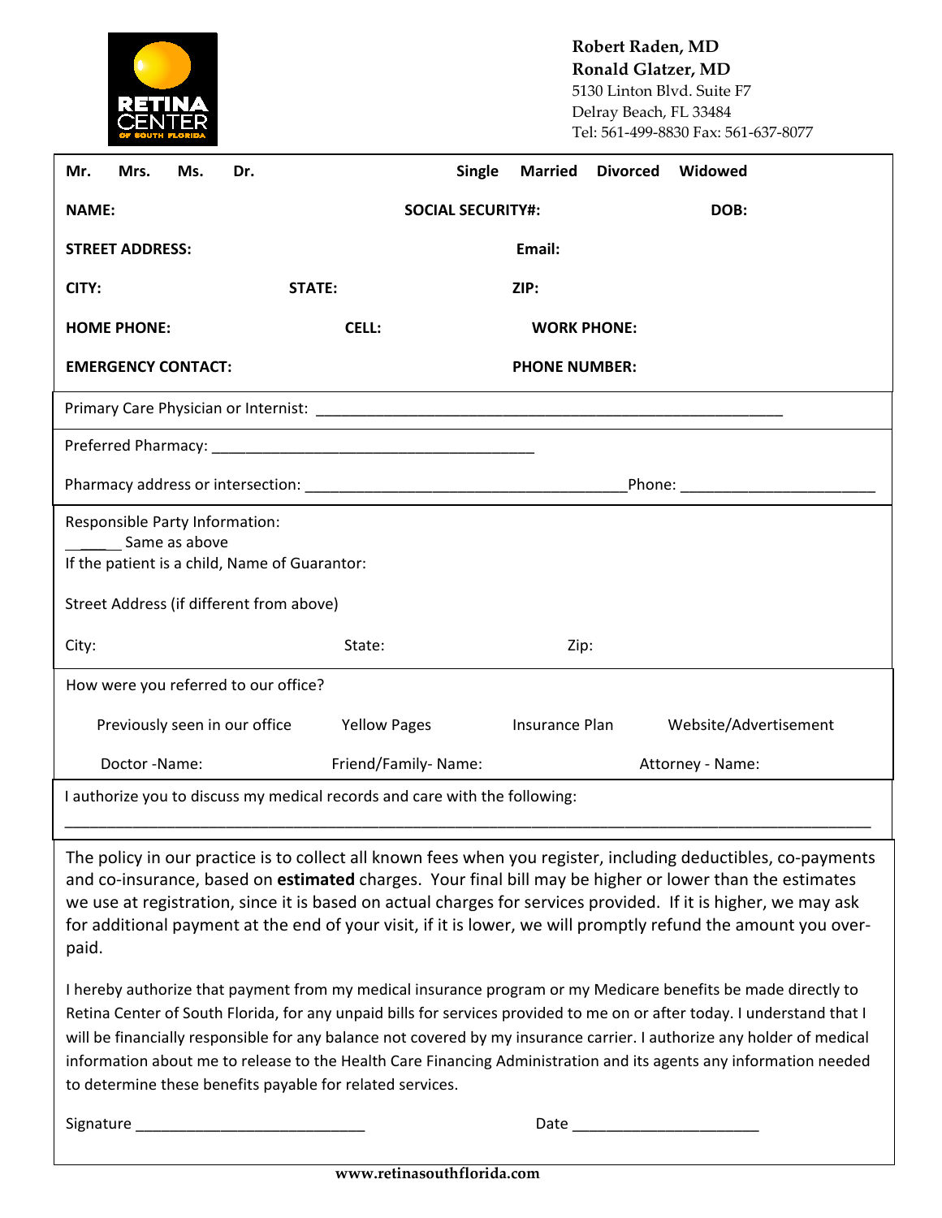RETINA CENTER OF SOUTH FLORIDA

**Robert Raden, MD**
**Ronald Glatzer, MD**
5130 Linton Blvd. Suite F7
Delray Beach, FL 33484
Tel: 561-499-8830 Fax: 561-637-8077

**Mr. Mrs. Ms. Dr.** **Single Married Divorced Widowed**

**NAME:** **SOCIAL SECURITY#:** **DOB:**

**STREET ADDRESS:** **Email:**

**CITY:** **STATE:** **ZIP:**

**HOME PHONE:** **CELL:** **WORK PHONE:**

**EMERGENCY CONTACT:** **PHONE NUMBER:**

Primary Care Physician or Internist: ________________________________________________________

Preferred Pharmacy: _______________________________________

Pharmacy address or intersection: ______________________________________Phone: _______________________

Responsible Party Information:
______ Same as above
If the patient is a child, Name of Guarantor:

Street Address (if different from above)

City: State: Zip:

How were you referred to our office?

Previously seen in our office Yellow Pages Insurance Plan Website/Advertisement

Doctor -Name: Friend/Family- Name: Attorney - Name:

I authorize you to discuss my medical records and care with the following:

_______________________________________________________________________________________________

The policy in our practice is to collect all known fees when you register, including deductibles, co-payments and co-insurance, based on **estimated** charges. Your final bill may be higher or lower than the estimates we use at registration, since it is based on actual charges for services provided. If it is higher, we may ask for additional payment at the end of your visit, if it is lower, we will promptly refund the amount you over-paid.

I hereby authorize that payment from my medical insurance program or my Medicare benefits be made directly to Retina Center of South Florida, for any unpaid bills for services provided to me on or after today. I understand that I will be financially responsible for any balance not covered by my insurance carrier. I authorize any holder of medical information about me to release to the Health Care Financing Administration and its agents any information needed to determine these benefits payable for related services.

Signature ___________________________ Date ______________________

www.retinasouthflorida.com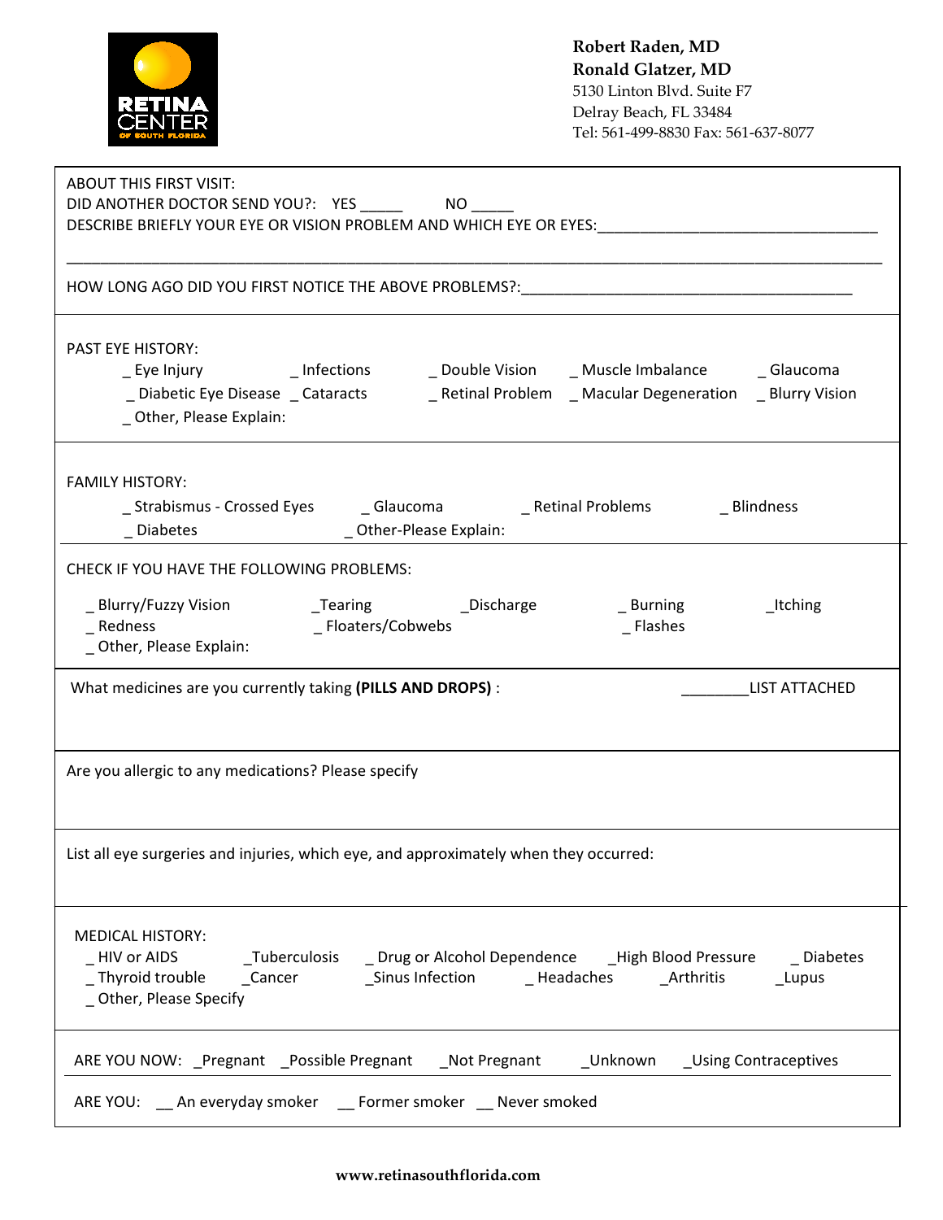**RETINA CENTER OF SOUTH FLORIDA**

**Robert Raden, MD**
**Ronald Glatzer, MD**
5130 Linton Blvd. Suite F7
Delray Beach, FL 33484
Tel: 561-499-8830 Fax: 561-637-8077

ABOUT THIS FIRST VISIT:
DID ANOTHER DOCTOR SEND YOU?: YES _____ NO _____
DESCRIBE BRIEFLY YOUR EYE OR VISION PROBLEM AND WHICH EYE OR EYES:_________________________________

_____________________________________________________________________________________________

HOW LONG AGO DID YOU FIRST NOTICE THE ABOVE PROBLEMS?:________________________________________

PAST EYE HISTORY:
_ Eye Injury _ Infections _ Double Vision _ Muscle Imbalance _ Glaucoma
_ Diabetic Eye Disease _ Cataracts _ Retinal Problem _ Macular Degeneration _ Blurry Vision
_ Other, Please Explain:

FAMILY HISTORY:
_ Strabismus - Crossed Eyes _ Glaucoma _ Retinal Problems _ Blindness
_ Diabetes _ Other-Please Explain:

CHECK IF YOU HAVE THE FOLLOWING PROBLEMS:

_ Blurry/Fuzzy Vision _Tearing _Discharge _ Burning _Itching
_ Redness _ Floaters/Cobwebs _ Flashes
_ Other, Please Explain:

What medicines are you currently taking **(PILLS AND DROPS)** : ________LIST ATTACHED

Are you allergic to any medications? Please specify

List all eye surgeries and injuries, which eye, and approximately when they occurred:

MEDICAL HISTORY:
_ HIV or AIDS _Tuberculosis _ Drug or Alcohol Dependence _High Blood Pressure _ Diabetes
_ Thyroid trouble _Cancer _Sinus Infection _ Headaches _Arthritis _Lupus
_ Other, Please Specify

ARE YOU NOW: _Pregnant _Possible Pregnant _Not Pregnant _Unknown _Using Contraceptives

ARE YOU: __ An everyday smoker __ Former smoker __ Never smoked

**www.retinasouthflorida.com**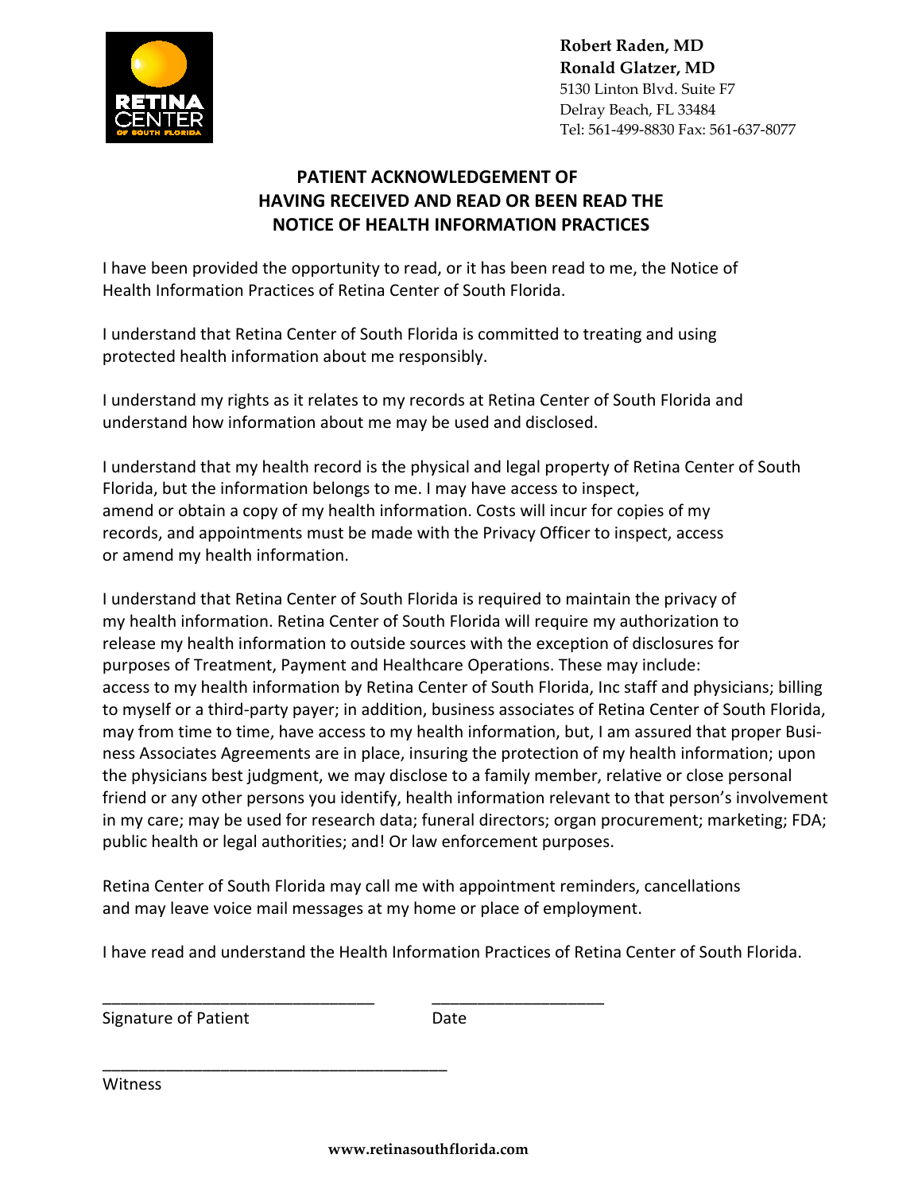**Robert Raden, MD**
**Ronald Glatzer, MD**
5130 Linton Blvd. Suite F7
Delray Beach, FL 33484
Tel: 561-499-8830 Fax: 561-637-8077

# PATIENT ACKNOWLEDGEMENT OF HAVING RECEIVED AND READ OR BEEN READ THE NOTICE OF HEALTH INFORMATION PRACTICES

I have been provided the opportunity to read, or it has been read to me, the Notice of Health Information Practices of Retina Center of South Florida.

I understand that Retina Center of South Florida is committed to treating and using protected health information about me responsibly.

I understand my rights as it relates to my records at Retina Center of South Florida and understand how information about me may be used and disclosed.

I understand that my health record is the physical and legal property of Retina Center of South Florida, but the information belongs to me. I may have access to inspect, amend or obtain a copy of my health information. Costs will incur for copies of my records, and appointments must be made with the Privacy Officer to inspect, access or amend my health information.

I understand that Retina Center of South Florida is required to maintain the privacy of my health information. Retina Center of South Florida will require my authorization to release my health information to outside sources with the exception of disclosures for purposes of Treatment, Payment and Healthcare Operations. These may include: access to my health information by Retina Center of South Florida, Inc staff and physicians; billing to myself or a third-party payer; in addition, business associates of Retina Center of South Florida, may from time to time, have access to my health information, but, I am assured that proper Business Associates Agreements are in place, insuring the protection of my health information; upon the physicians best judgment, we may disclose to a family member, relative or close personal friend or any other persons you identify, health information relevant to that person's involvement in my care; may be used for research data; funeral directors; organ procurement; marketing; FDA; public health or legal authorities; and! Or law enforcement purposes.

Retina Center of South Florida may call me with appointment reminders, cancellations and may leave voice mail messages at my home or place of employment.

I have read and understand the Health Information Practices of Retina Center of South Florida.

______________________________ ____________________
Signature of Patient Date

______________________________________
Witness

**www.retinasouthflorida.com**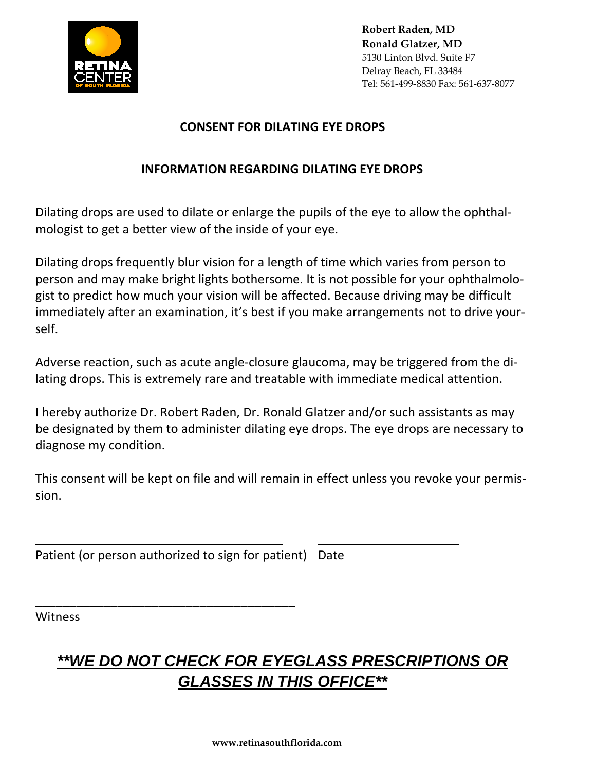**Robert Raden, MD**
**Ronald Glatzer, MD**
5130 Linton Blvd. Suite F7
Delray Beach, FL 33484
Tel: 561-499-8830 Fax: 561-637-8077

## CONSENT FOR DILATING EYE DROPS

### INFORMATION REGARDING DILATING EYE DROPS

Dilating drops are used to dilate or enlarge the pupils of the eye to allow the ophthalmologist to get a better view of the inside of your eye.

Dilating drops frequently blur vision for a length of time which varies from person to person and may make bright lights bothersome. It is not possible for your ophthalmologist to predict how much your vision will be affected. Because driving may be difficult immediately after an examination, it's best if you make arrangements not to drive yourself.

Adverse reaction, such as acute angle-closure glaucoma, may be triggered from the dilating drops. This is extremely rare and treatable with immediate medical attention.

I hereby authorize Dr. Robert Raden, Dr. Ronald Glatzer and/or such assistants as may be designated by them to administer dilating eye drops. The eye drops are necessary to diagnose my condition.

This consent will be kept on file and will remain in effect unless you revoke your permission.

\_\_\_\_\_\_\_\_\_\_\_\_\_\_\_\_\_\_\_\_\_\_\_\_\_\_\_\_\_\_\_\_\_\_\_\_\_\_ \_\_\_\_\_\_\_\_\_\_\_\_\_\_\_\_\_\_\_\_\_\_

Patient (or person authorized to sign for patient) Date

\_\_\_\_\_\_\_\_\_\_\_\_\_\_\_\_\_\_\_\_\_\_\_\_\_\_\_\_\_\_\_\_\_\_\_\_\_\_

Witness

***\*\*WE DO NOT CHECK FOR EYEGLASS PRESCRIPTIONS OR GLASSES IN THIS OFFICE\*\****

**www.retinasouthflorida.com**